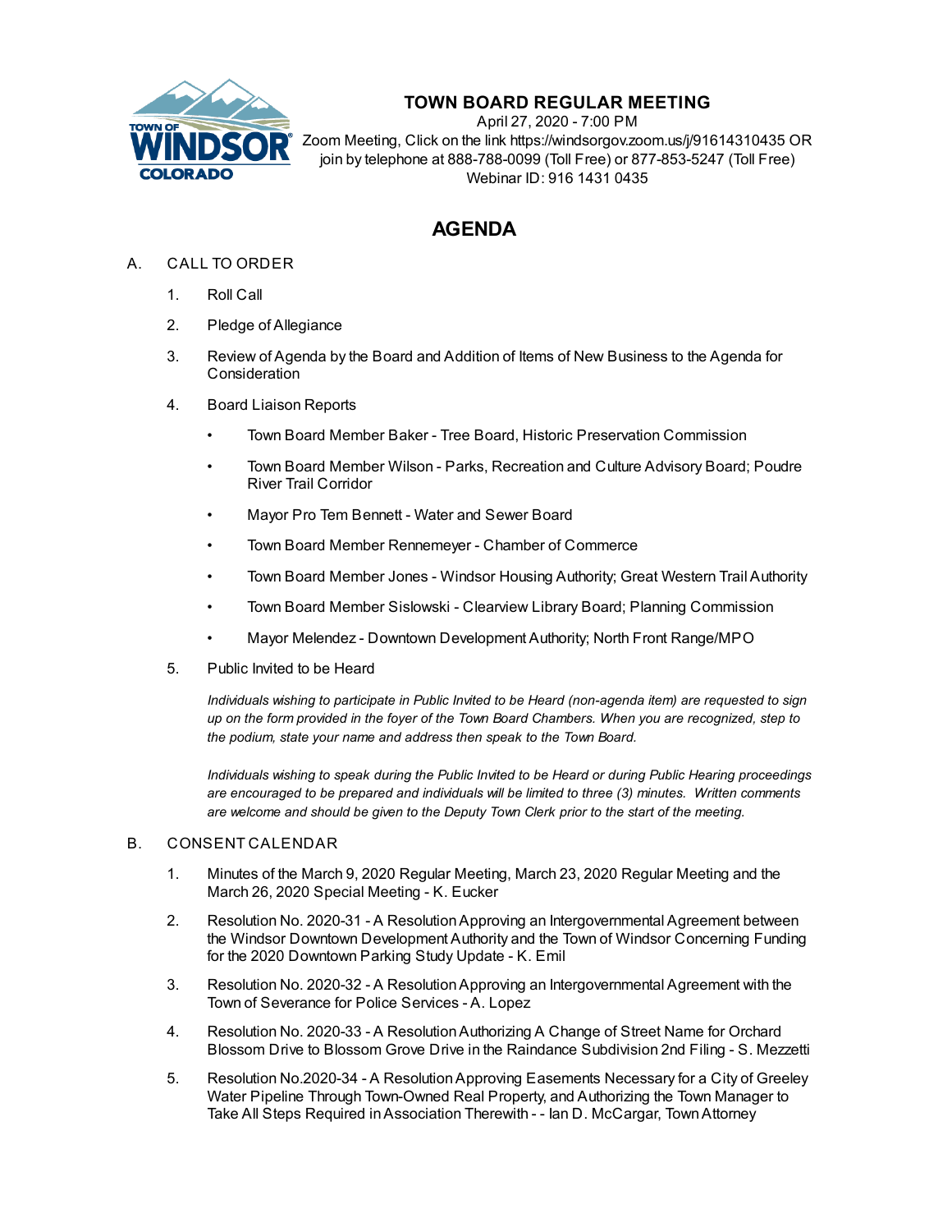# TOWN BOARD REGULAR MEETING

April 27, 2020 - 7:00 PM
Zoom Meeting, Click on the link https://windsorgov.zoom.us/j/91614310435 OR join by telephone at 888-788-0099 (Toll Free) or 877-853-5247 (Toll Free)
Webinar ID: 916 1431 0435

## AGENDA

A. CALL TO ORDER

1. Roll Call
2. Pledge of Allegiance
3. Review of Agenda by the Board and Addition of Items of New Business to the Agenda for Consideration
4. Board Liaison Reports
   - Town Board Member Baker - Tree Board, Historic Preservation Commission
   - Town Board Member Wilson - Parks, Recreation and Culture Advisory Board; Poudre River Trail Corridor
   - Mayor Pro Tem Bennett - Water and Sewer Board
   - Town Board Member Rennemeyer - Chamber of Commerce
   - Town Board Member Jones - Windsor Housing Authority; Great Western Trail Authority
   - Town Board Member Sislowski - Clearview Library Board; Planning Commission
   - Mayor Melendez - Downtown Development Authority; North Front Range/MPO
5. Public Invited to be Heard

   *Individuals wishing to participate in Public Invited to be Heard (non-agenda item) are requested to sign up on the form provided in the foyer of the Town Board Chambers. When you are recognized, step to the podium, state your name and address then speak to the Town Board.*

   *Individuals wishing to speak during the Public Invited to be Heard or during Public Hearing proceedings are encouraged to be prepared and individuals will be limited to three (3) minutes. Written comments are welcome and should be given to the Deputy Town Clerk prior to the start of the meeting.*

B. CONSENT CALENDAR

1. Minutes of the March 9, 2020 Regular Meeting, March 23, 2020 Regular Meeting and the March 26, 2020 Special Meeting - K. Eucker
2. Resolution No. 2020-31 - A Resolution Approving an Intergovernmental Agreement between the Windsor Downtown Development Authority and the Town of Windsor Concerning Funding for the 2020 Downtown Parking Study Update - K. Emil
3. Resolution No. 2020-32 - A Resolution Approving an Intergovernmental Agreement with the Town of Severance for Police Services - A. Lopez
4. Resolution No. 2020-33 - A Resolution Authorizing A Change of Street Name for Orchard Blossom Drive to Blossom Grove Drive in the Raindance Subdivision 2nd Filing - S. Mezzetti
5. Resolution No.2020-34 - A Resolution Approving Easements Necessary for a City of Greeley Water Pipeline Through Town-Owned Real Property, and Authorizing the Town Manager to Take All Steps Required in Association Therewith - - Ian D. McCargar, Town Attorney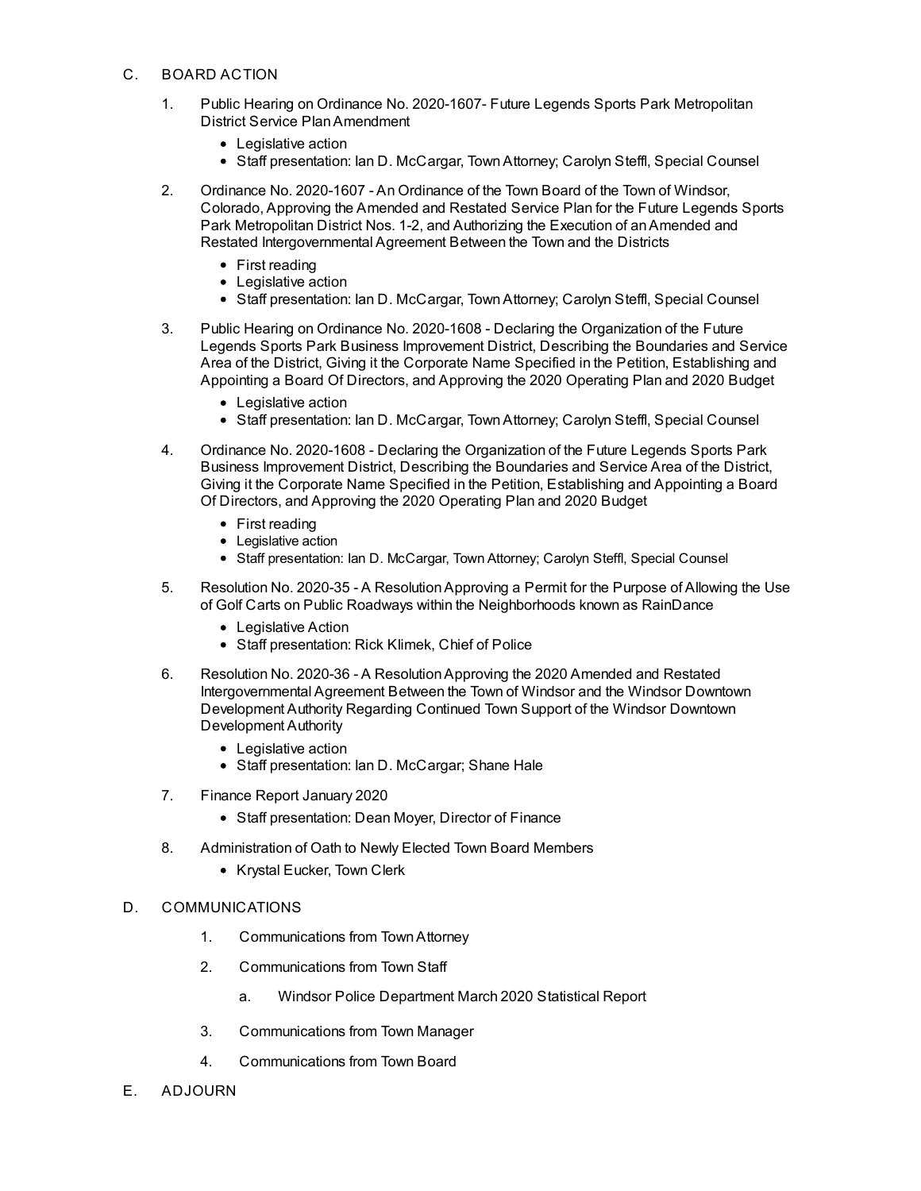C. BOARD ACTION

1. Public Hearing on Ordinance No. 2020-1607- Future Legends Sports Park Metropolitan District Service Plan Amendment
   - Legislative action
   - Staff presentation: Ian D. McCargar, Town Attorney; Carolyn Steffl, Special Counsel

2. Ordinance No. 2020-1607 - An Ordinance of the Town Board of the Town of Windsor, Colorado, Approving the Amended and Restated Service Plan for the Future Legends Sports Park Metropolitan District Nos. 1-2, and Authorizing the Execution of an Amended and Restated Intergovernmental Agreement Between the Town and the Districts
   - First reading
   - Legislative action
   - Staff presentation: Ian D. McCargar, Town Attorney; Carolyn Steffl, Special Counsel

3. Public Hearing on Ordinance No. 2020-1608 - Declaring the Organization of the Future Legends Sports Park Business Improvement District, Describing the Boundaries and Service Area of the District, Giving it the Corporate Name Specified in the Petition, Establishing and Appointing a Board Of Directors, and Approving the 2020 Operating Plan and 2020 Budget
   - Legislative action
   - Staff presentation: Ian D. McCargar, Town Attorney; Carolyn Steffl, Special Counsel

4. Ordinance No. 2020-1608 - Declaring the Organization of the Future Legends Sports Park Business Improvement District, Describing the Boundaries and Service Area of the District, Giving it the Corporate Name Specified in the Petition, Establishing and Appointing a Board Of Directors, and Approving the 2020 Operating Plan and 2020 Budget
   - First reading
   - Legislative action
   - Staff presentation: Ian D. McCargar, Town Attorney; Carolyn Steffl, Special Counsel

5. Resolution No. 2020-35 - A Resolution Approving a Permit for the Purpose of Allowing the Use of Golf Carts on Public Roadways within the Neighborhoods known as RainDance
   - Legislative Action
   - Staff presentation: Rick Klimek, Chief of Police

6. Resolution No. 2020-36 - A Resolution Approving the 2020 Amended and Restated Intergovernmental Agreement Between the Town of Windsor and the Windsor Downtown Development Authority Regarding Continued Town Support of the Windsor Downtown Development Authority
   - Legislative action
   - Staff presentation: Ian D. McCargar; Shane Hale

7. Finance Report January 2020
   - Staff presentation: Dean Moyer, Director of Finance

8. Administration of Oath to Newly Elected Town Board Members
   - Krystal Eucker, Town Clerk

D. COMMUNICATIONS

1. Communications from Town Attorney
2. Communications from Town Staff
   a. Windsor Police Department March 2020 Statistical Report
3. Communications from Town Manager
4. Communications from Town Board

E. ADJOURN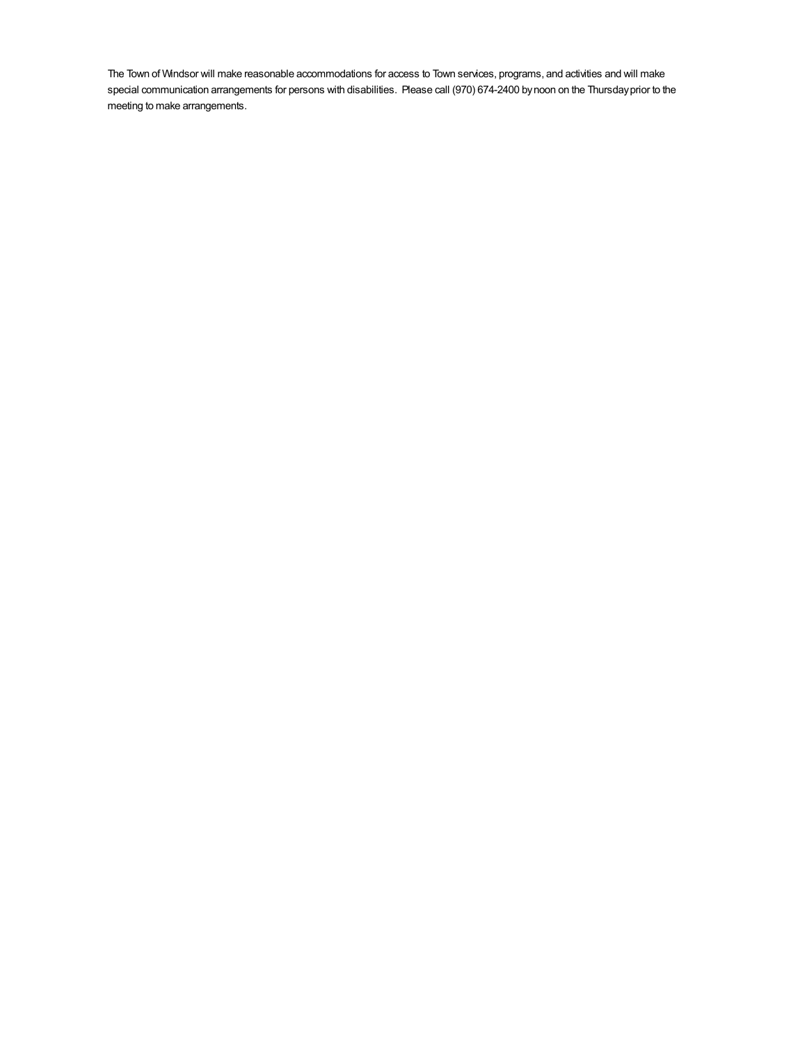The Town of Windsor will make reasonable accommodations for access to Town services, programs, and activities and will make special communication arrangements for persons with disabilities. Please call (970) 674-2400 by noon on the Thursday prior to the meeting to make arrangements.